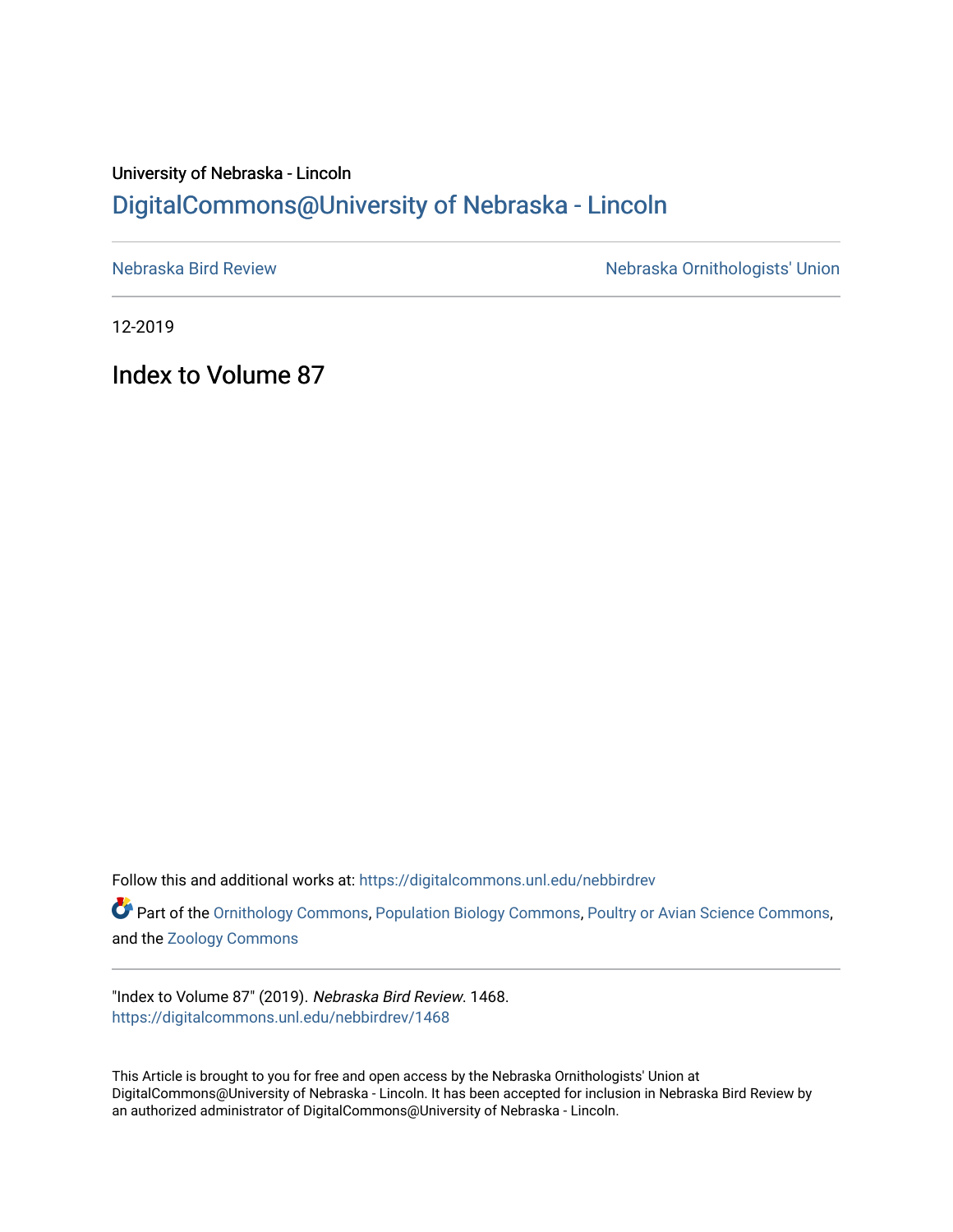University of Nebraska - Lincoln

## DigitalCommons@University of Nebraska - Lincoln

Nebraska Bird Review | Nebraska Ornithologists' Union

12-2019

# Index to Volume 87

Follow this and additional works at: https://digitalcommons.unl.edu/nebbirdrev

Part of the Ornithology Commons, Population Biology Commons, Poultry or Avian Science Commons, and the Zoology Commons

"Index to Volume 87" (2019). *Nebraska Bird Review*. 1468.
https://digitalcommons.unl.edu/nebbirdrev/1468

This Article is brought to you for free and open access by the Nebraska Ornithologists' Union at DigitalCommons@University of Nebraska - Lincoln. It has been accepted for inclusion in Nebraska Bird Review by an authorized administrator of DigitalCommons@University of Nebraska - Lincoln.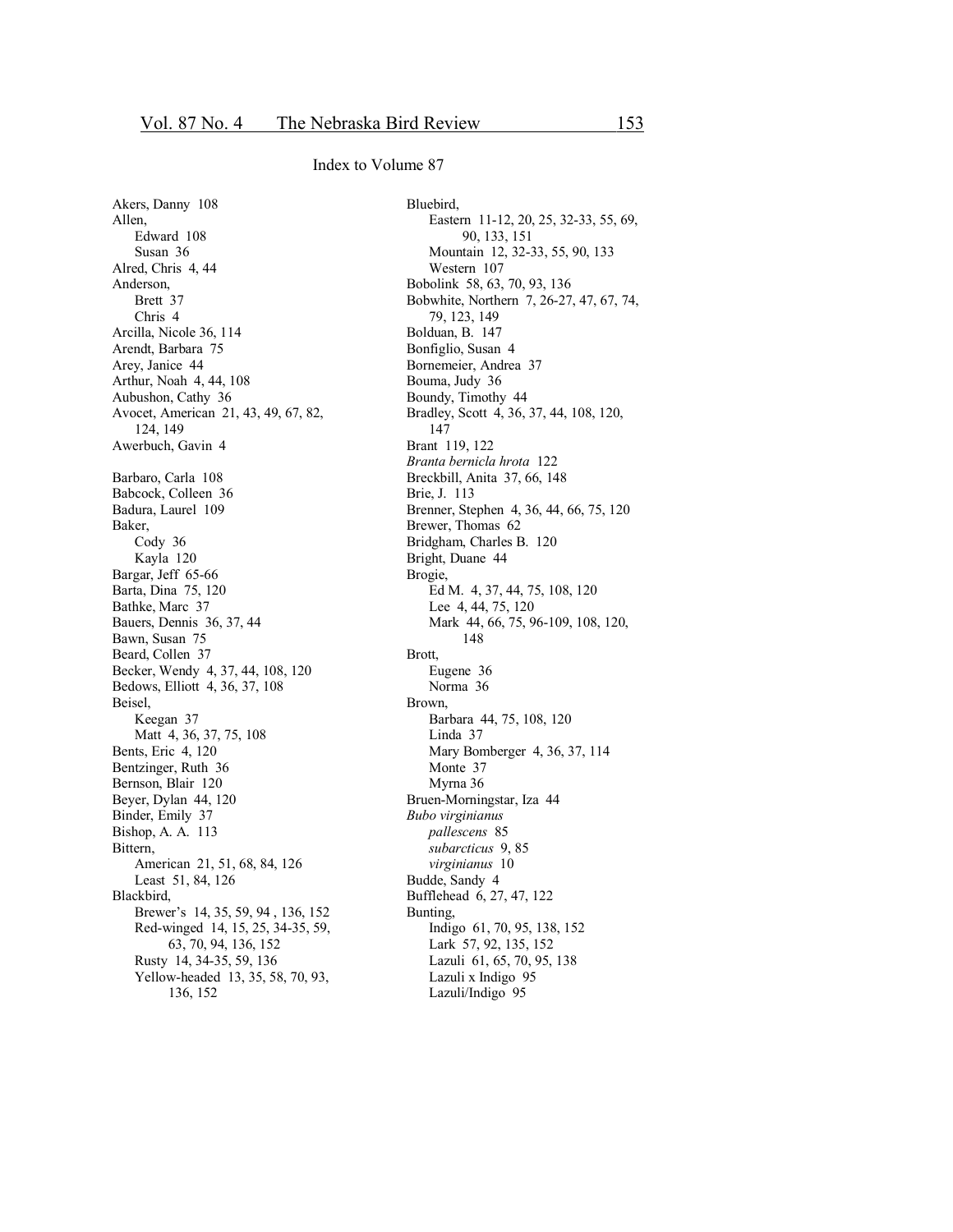## Index to Volume 87

Akers, Danny 108
Allen,
    Edward 108
    Susan 36
Alred, Chris 4, 44
Anderson,
    Brett 37
    Chris 4
Arcilla, Nicole 36, 114
Arendt, Barbara 75
Arey, Janice 44
Arthur, Noah 4, 44, 108
Aubushon, Cathy 36
Avocet, American 21, 43, 49, 67, 82, 124, 149
Awerbuch, Gavin 4

Barbaro, Carla 108
Babcock, Colleen 36
Badura, Laurel 109
Baker,
    Cody 36
    Kayla 120
Bargar, Jeff 65-66
Barta, Dina 75, 120
Bathke, Marc 37
Bauers, Dennis 36, 37, 44
Bawn, Susan 75
Beard, Collen 37
Becker, Wendy 4, 37, 44, 108, 120
Bedows, Elliott 4, 36, 37, 108
Beisel,
    Keegan 37
    Matt 4, 36, 37, 75, 108
Bents, Eric 4, 120
Bentzinger, Ruth 36
Bernson, Blair 120
Beyer, Dylan 44, 120
Binder, Emily 37
Bishop, A. A. 113
Bittern,
    American 21, 51, 68, 84, 126
    Least 51, 84, 126
Blackbird,
    Brewer's 14, 35, 59, 94 , 136, 152
    Red-winged 14, 15, 25, 34-35, 59, 63, 70, 94, 136, 152
    Rusty 14, 34-35, 59, 136
    Yellow-headed 13, 35, 58, 70, 93, 136, 152
Bluebird,
    Eastern 11-12, 20, 25, 32-33, 55, 69, 90, 133, 151
    Mountain 12, 32-33, 55, 90, 133
    Western 107
Bobolink 58, 63, 70, 93, 136
Bobwhite, Northern 7, 26-27, 47, 67, 74, 79, 123, 149
Bolduan, B. 147
Bonfiglio, Susan 4
Bornemeier, Andrea 37
Bouma, Judy 36
Boundy, Timothy 44
Bradley, Scott 4, 36, 37, 44, 108, 120, 147
Brant 119, 122
*Branta bernicla hrota* 122
Breckbill, Anita 37, 66, 148
Brie, J. 113
Brenner, Stephen 4, 36, 44, 66, 75, 120
Brewer, Thomas 62
Bridgham, Charles B. 120
Bright, Duane 44
Brogie,
    Ed M. 4, 37, 44, 75, 108, 120
    Lee 4, 44, 75, 120
    Mark 44, 66, 75, 96-109, 108, 120, 148
Brott,
    Eugene 36
    Norma 36
Brown,
    Barbara 44, 75, 108, 120
    Linda 37
    Mary Bomberger 4, 36, 37, 114
    Monte 37
    Myrna 36
Bruen-Morningstar, Iza 44
*Bubo virginianus*
    *pallescens* 85
    *subarcticus* 9, 85
    *virginianus* 10
Budde, Sandy 4
Bufflehead 6, 27, 47, 122
Bunting,
    Indigo 61, 70, 95, 138, 152
    Lark 57, 92, 135, 152
    Lazuli 61, 65, 70, 95, 138
    Lazuli x Indigo 95
    Lazuli/Indigo 95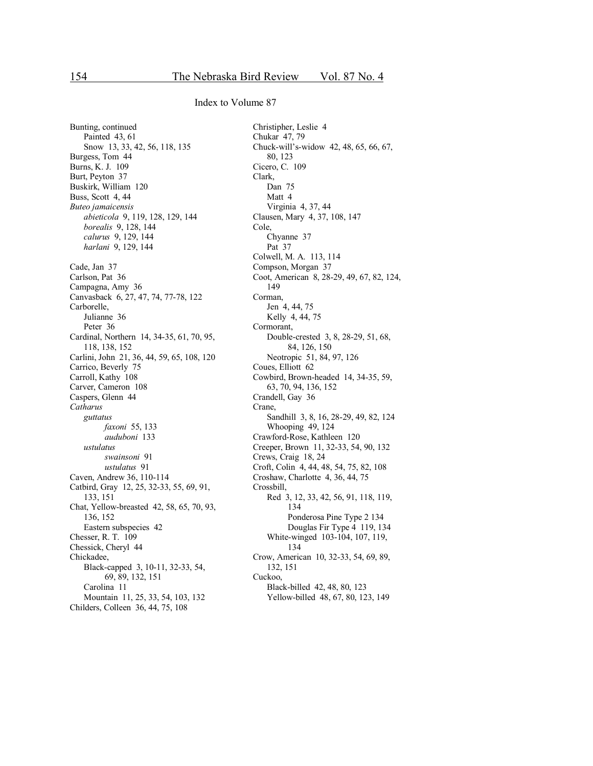Index to Volume 87

Bunting, continued
  Painted 43, 61
  Snow 13, 33, 42, 56, 118, 135
Burgess, Tom 44
Burns, K. J. 109
Burt, Peyton 37
Buskirk, William 120
Buss, Scott 4, 44
*Buteo jamaicensis*
  *abieticola* 9, 119, 128, 129, 144
  *borealis* 9, 128, 144
  *calurus* 9, 129, 144
  *harlani* 9, 129, 144

Cade, Jan 37
Carlson, Pat 36
Campagna, Amy 36
Canvasback 6, 27, 47, 74, 77-78, 122
Carborelle,
  Julianne 36
  Peter 36
Cardinal, Northern 14, 34-35, 61, 70, 95, 118, 138, 152
Carlini, John 21, 36, 44, 59, 65, 108, 120
Carrico, Beverly 75
Carroll, Kathy 108
Carver, Cameron 108
Caspers, Glenn 44
*Catharus*
  *guttatus*
    *faxoni* 55, 133
    *auduboni* 133
  *ustulatus*
    *swainsoni* 91
    *ustulatus* 91
Caven, Andrew 36, 110-114
Catbird, Gray 12, 25, 32-33, 55, 69, 91, 133, 151
Chat, Yellow-breasted 42, 58, 65, 70, 93, 136, 152
  Eastern subspecies 42
Chesser, R. T. 109
Chessick, Cheryl 44
Chickadee,
  Black-capped 3, 10-11, 32-33, 54, 69, 89, 132, 151
  Carolina 11
  Mountain 11, 25, 33, 54, 103, 132
Childers, Colleen 36, 44, 75, 108
Christipher, Leslie 4
Chukar 47, 79
Chuck-will's-widow 42, 48, 65, 66, 67, 80, 123
Cicero, C. 109
Clark,
  Dan 75
  Matt 4
  Virginia 4, 37, 44
Clausen, Mary 4, 37, 108, 147
Cole,
  Chyanne 37
  Pat 37
Colwell, M. A. 113, 114
Compson, Morgan 37
Coot, American 8, 28-29, 49, 67, 82, 124, 149
Corman,
  Jen 4, 44, 75
  Kelly 4, 44, 75
Cormorant,
  Double-crested 3, 8, 28-29, 51, 68, 84, 126, 150
  Neotropic 51, 84, 97, 126
Coues, Elliott 62
Cowbird, Brown-headed 14, 34-35, 59, 63, 70, 94, 136, 152
Crandell, Gay 36
Crane,
  Sandhill 3, 8, 16, 28-29, 49, 82, 124
  Whooping 49, 124
Crawford-Rose, Kathleen 120
Creeper, Brown 11, 32-33, 54, 90, 132
Crews, Craig 18, 24
Croft, Colin 4, 44, 48, 54, 75, 82, 108
Croshaw, Charlotte 4, 36, 44, 75
Crossbill,
  Red 3, 12, 33, 42, 56, 91, 118, 119, 134
    Ponderosa Pine Type 2 134
    Douglas Fir Type 4 119, 134
  White-winged 103-104, 107, 119, 134
Crow, American 10, 32-33, 54, 69, 89, 132, 151
Cuckoo,
  Black-billed 42, 48, 80, 123
  Yellow-billed 48, 67, 80, 123, 149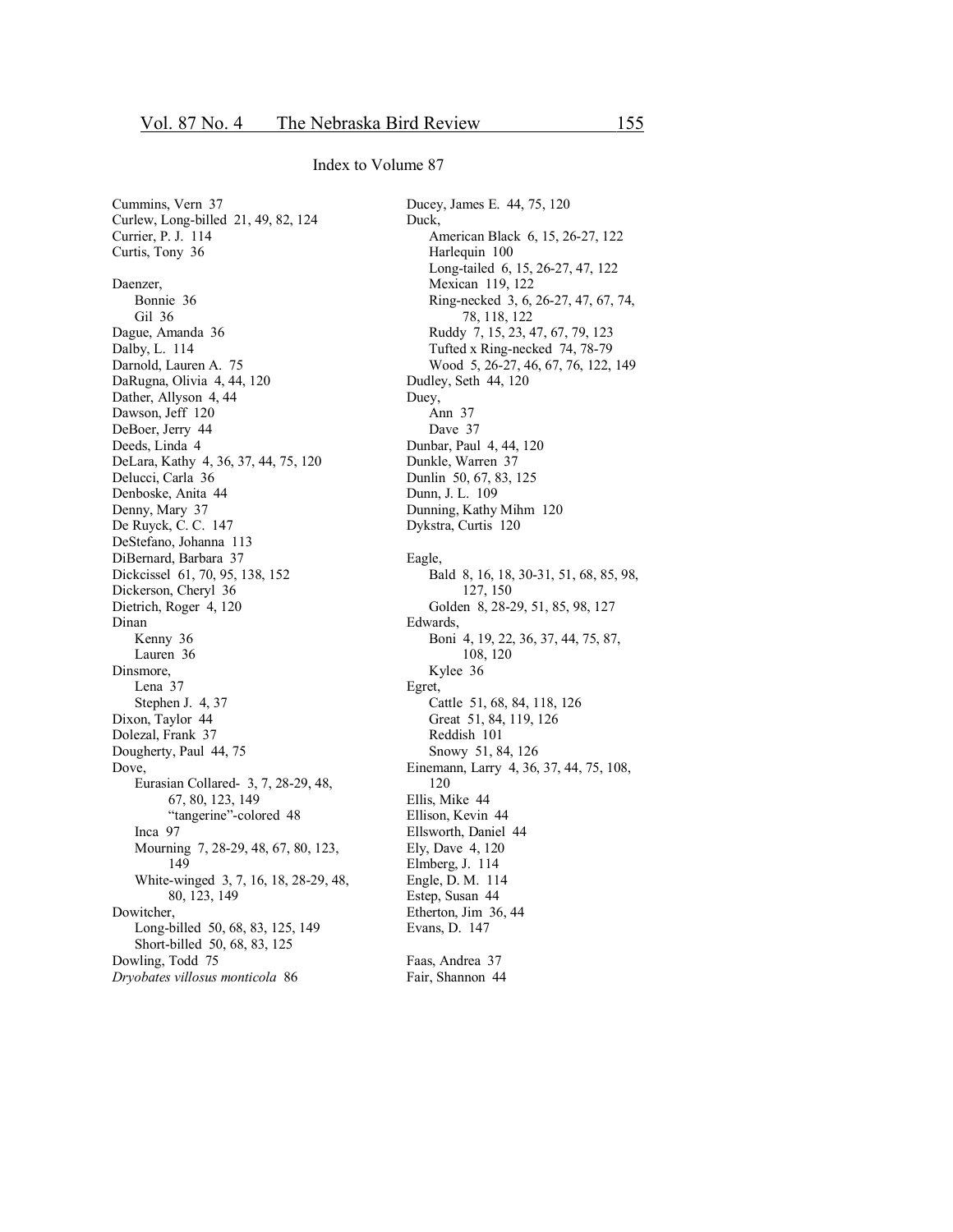Index to Volume 87

Cummins, Vern 37
Curlew, Long-billed 21, 49, 82, 124
Currier, P. J. 114
Curtis, Tony 36

Daenzer,
    Bonnie 36
    Gil 36
Dague, Amanda 36
Dalby, L. 114
Darnold, Lauren A. 75
DaRugna, Olivia 4, 44, 120
Dather, Allyson 4, 44
Dawson, Jeff 120
DeBoer, Jerry 44
Deeds, Linda 4
DeLara, Kathy 4, 36, 37, 44, 75, 120
Delucci, Carla 36
Denboske, Anita 44
Denny, Mary 37
De Ruyck, C. C. 147
DeStefano, Johanna 113
DiBernard, Barbara 37
Dickcissel 61, 70, 95, 138, 152
Dickerson, Cheryl 36
Dietrich, Roger 4, 120
Dinan
    Kenny 36
    Lauren 36
Dinsmore,
    Lena 37
    Stephen J. 4, 37
Dixon, Taylor 44
Dolezal, Frank 37
Dougherty, Paul 44, 75
Dove,
    Eurasian Collared- 3, 7, 28-29, 48, 67, 80, 123, 149
        "tangerine"-colored 48
    Inca 97
    Mourning 7, 28-29, 48, 67, 80, 123, 149
    White-winged 3, 7, 16, 18, 28-29, 48, 80, 123, 149
Dowitcher,
    Long-billed 50, 68, 83, 125, 149
    Short-billed 50, 68, 83, 125
Dowling, Todd 75
*Dryobates villosus monticola* 86
Ducey, James E. 44, 75, 120
Duck,
    American Black 6, 15, 26-27, 122
    Harlequin 100
    Long-tailed 6, 15, 26-27, 47, 122
    Mexican 119, 122
    Ring-necked 3, 6, 26-27, 47, 67, 74, 78, 118, 122
    Ruddy 7, 15, 23, 47, 67, 79, 123
    Tufted x Ring-necked 74, 78-79
    Wood 5, 26-27, 46, 67, 76, 122, 149
Dudley, Seth 44, 120
Duey,
    Ann 37
    Dave 37
Dunbar, Paul 4, 44, 120
Dunkle, Warren 37
Dunlin 50, 67, 83, 125
Dunn, J. L. 109
Dunning, Kathy Mihm 120
Dykstra, Curtis 120

Eagle,
    Bald 8, 16, 18, 30-31, 51, 68, 85, 98, 127, 150
    Golden 8, 28-29, 51, 85, 98, 127
Edwards,
    Boni 4, 19, 22, 36, 37, 44, 75, 87, 108, 120
    Kylee 36
Egret,
    Cattle 51, 68, 84, 118, 126
    Great 51, 84, 119, 126
    Reddish 101
    Snowy 51, 84, 126
Einemann, Larry 4, 36, 37, 44, 75, 108, 120
Ellis, Mike 44
Ellison, Kevin 44
Ellsworth, Daniel 44
Ely, Dave 4, 120
Elmberg, J. 114
Engle, D. M. 114
Estep, Susan 44
Etherton, Jim 36, 44
Evans, D. 147

Faas, Andrea 37
Fair, Shannon 44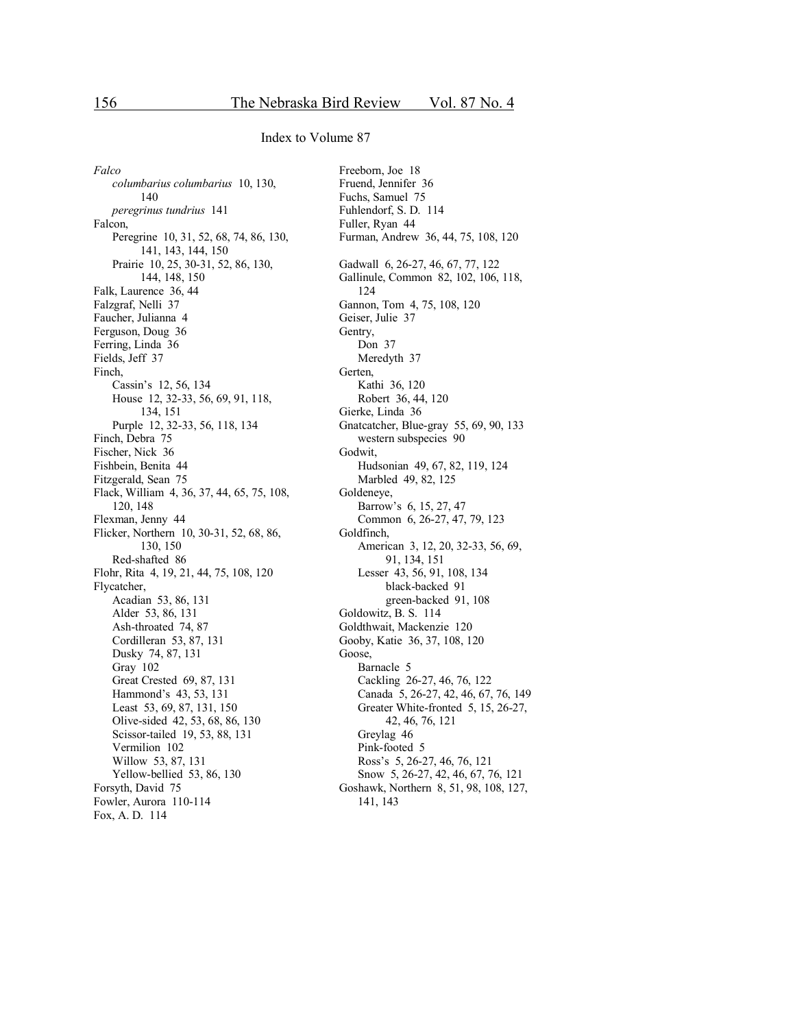Index to Volume 87

*Falco*
- *columbarius columbarius* 10, 130, 140
- *peregrinus tundrius* 141

Falcon,
- Peregrine 10, 31, 52, 68, 74, 86, 130, 141, 143, 144, 150
- Prairie 10, 25, 30-31, 52, 86, 130, 144, 148, 150

Falk, Laurence 36, 44
Falzgraf, Nelli 37
Faucher, Julianna 4
Ferguson, Doug 36
Ferring, Linda 36
Fields, Jeff 37

Finch,
- Cassin's 12, 56, 134
- House 12, 32-33, 56, 69, 91, 118, 134, 151
- Purple 12, 32-33, 56, 118, 134

Finch, Debra 75
Fischer, Nick 36
Fishbein, Benita 44
Fitzgerald, Sean 75
Flack, William 4, 36, 37, 44, 65, 75, 108, 120, 148
Flexman, Jenny 44

Flicker, Northern 10, 30-31, 52, 68, 86, 130, 150
- Red-shafted 86

Flohr, Rita 4, 19, 21, 44, 75, 108, 120

Flycatcher,
- Acadian 53, 86, 131
- Alder 53, 86, 131
- Ash-throated 74, 87
- Cordilleran 53, 87, 131
- Dusky 74, 87, 131
- Gray 102
- Great Crested 69, 87, 131
- Hammond's 43, 53, 131
- Least 53, 69, 87, 131, 150
- Olive-sided 42, 53, 68, 86, 130
- Scissor-tailed 19, 53, 88, 131
- Vermilion 102
- Willow 53, 87, 131
- Yellow-bellied 53, 86, 130

Forsyth, David 75
Fowler, Aurora 110-114
Fox, A. D. 114
Freeborn, Joe 18
Fruend, Jennifer 36
Fuchs, Samuel 75
Fuhlendorf, S. D. 114
Fuller, Ryan 44
Furman, Andrew 36, 44, 75, 108, 120

Gadwall 6, 26-27, 46, 67, 77, 122
Gallinule, Common 82, 102, 106, 118, 124
Gannon, Tom 4, 75, 108, 120
Geiser, Julie 37

Gentry,
- Don 37
- Meredyth 37

Gerten,
- Kathi 36, 120
- Robert 36, 44, 120

Gierke, Linda 36

Gnatcatcher, Blue-gray 55, 69, 90, 133
- western subspecies 90

Godwit,
- Hudsonian 49, 67, 82, 119, 124
- Marbled 49, 82, 125

Goldeneye,
- Barrow's 6, 15, 27, 47
- Common 6, 26-27, 47, 79, 123

Goldfinch,
- American 3, 12, 20, 32-33, 56, 69, 91, 134, 151
- Lesser 43, 56, 91, 108, 134
  - black-backed 91
  - green-backed 91, 108

Goldowitz, B. S. 114
Goldthwait, Mackenzie 120
Gooby, Katie 36, 37, 108, 120

Goose,
- Barnacle 5
- Cackling 26-27, 46, 76, 122
- Canada 5, 26-27, 42, 46, 67, 76, 149
- Greater White-fronted 5, 15, 26-27, 42, 46, 76, 121
- Greylag 46
- Pink-footed 5
- Ross's 5, 26-27, 46, 76, 121
- Snow 5, 26-27, 42, 46, 67, 76, 121

Goshawk, Northern 8, 51, 98, 108, 127, 141, 143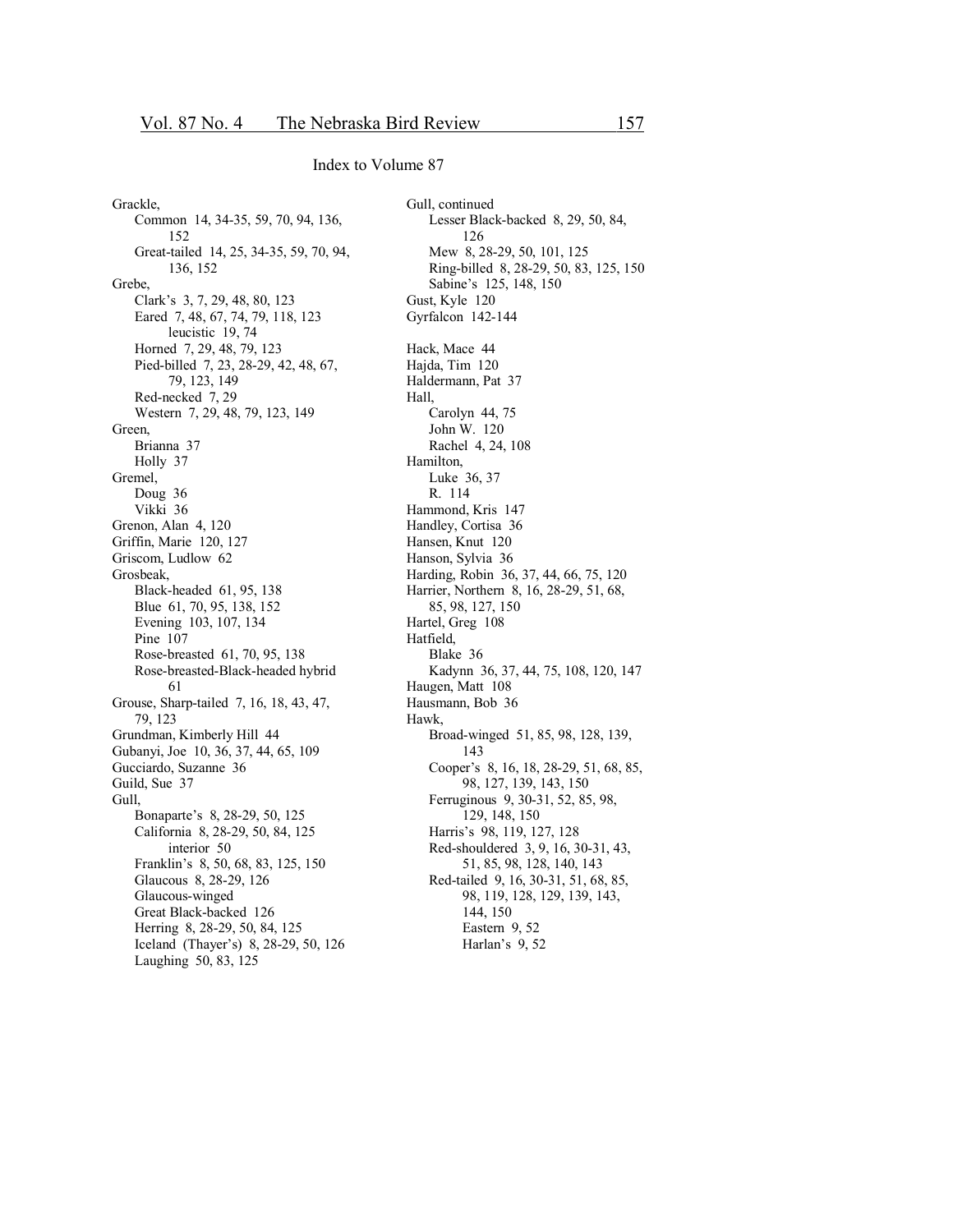## Index to Volume 87

Grackle,
- Common 14, 34-35, 59, 70, 94, 136, 152
- Great-tailed 14, 25, 34-35, 59, 70, 94, 136, 152

Grebe,
- Clark's 3, 7, 29, 48, 80, 123
- Eared 7, 48, 67, 74, 79, 118, 123
  - leucistic 19, 74
- Horned 7, 29, 48, 79, 123
- Pied-billed 7, 23, 28-29, 42, 48, 67, 79, 123, 149
- Red-necked 7, 29
- Western 7, 29, 48, 79, 123, 149

Green,
- Brianna 37
- Holly 37

Gremel,
- Doug 36
- Vikki 36

Grenon, Alan 4, 120
Griffin, Marie 120, 127
Griscom, Ludlow 62

Grosbeak,
- Black-headed 61, 95, 138
- Blue 61, 70, 95, 138, 152
- Evening 103, 107, 134
- Pine 107
- Rose-breasted 61, 70, 95, 138
- Rose-breasted-Black-headed hybrid 61

Grouse, Sharp-tailed 7, 16, 18, 43, 47, 79, 123
Grundman, Kimberly Hill 44
Gubanyi, Joe 10, 36, 37, 44, 65, 109
Gucciardo, Suzanne 36
Guild, Sue 37

Gull,
- Bonaparte's 8, 28-29, 50, 125
- California 8, 28-29, 50, 84, 125
  - interior 50
- Franklin's 8, 50, 68, 83, 125, 150
- Glaucous 8, 28-29, 126
- Glaucous-winged
- Great Black-backed 126
- Herring 8, 28-29, 50, 84, 125
- Iceland (Thayer's) 8, 28-29, 50, 126
- Laughing 50, 83, 125

Gull, continued
- Lesser Black-backed 8, 29, 50, 84, 126
- Mew 8, 28-29, 50, 101, 125
- Ring-billed 8, 28-29, 50, 83, 125, 150
- Sabine's 125, 148, 150

Gust, Kyle 120
Gyrfalcon 142-144

Hack, Mace 44
Hajda, Tim 120
Haldermann, Pat 37

Hall,
- Carolyn 44, 75
- John W. 120
- Rachel 4, 24, 108

Hamilton,
- Luke 36, 37
- R. 114

Hammond, Kris 147
Handley, Cortisa 36
Hansen, Knut 120
Hanson, Sylvia 36
Harding, Robin 36, 37, 44, 66, 75, 120
Harrier, Northern 8, 16, 28-29, 51, 68, 85, 98, 127, 150
Hartel, Greg 108

Hatfield,
- Blake 36
- Kadynn 36, 37, 44, 75, 108, 120, 147

Haugen, Matt 108
Hausmann, Bob 36

Hawk,
- Broad-winged 51, 85, 98, 128, 139, 143
- Cooper's 8, 16, 18, 28-29, 51, 68, 85, 98, 127, 139, 143, 150
- Ferruginous 9, 30-31, 52, 85, 98, 129, 148, 150
- Harris's 98, 119, 127, 128
- Red-shouldered 3, 9, 16, 30-31, 43, 51, 85, 98, 128, 140, 143
- Red-tailed 9, 16, 30-31, 51, 68, 85, 98, 119, 128, 129, 139, 143, 144, 150
  - Eastern 9, 52
  - Harlan's 9, 52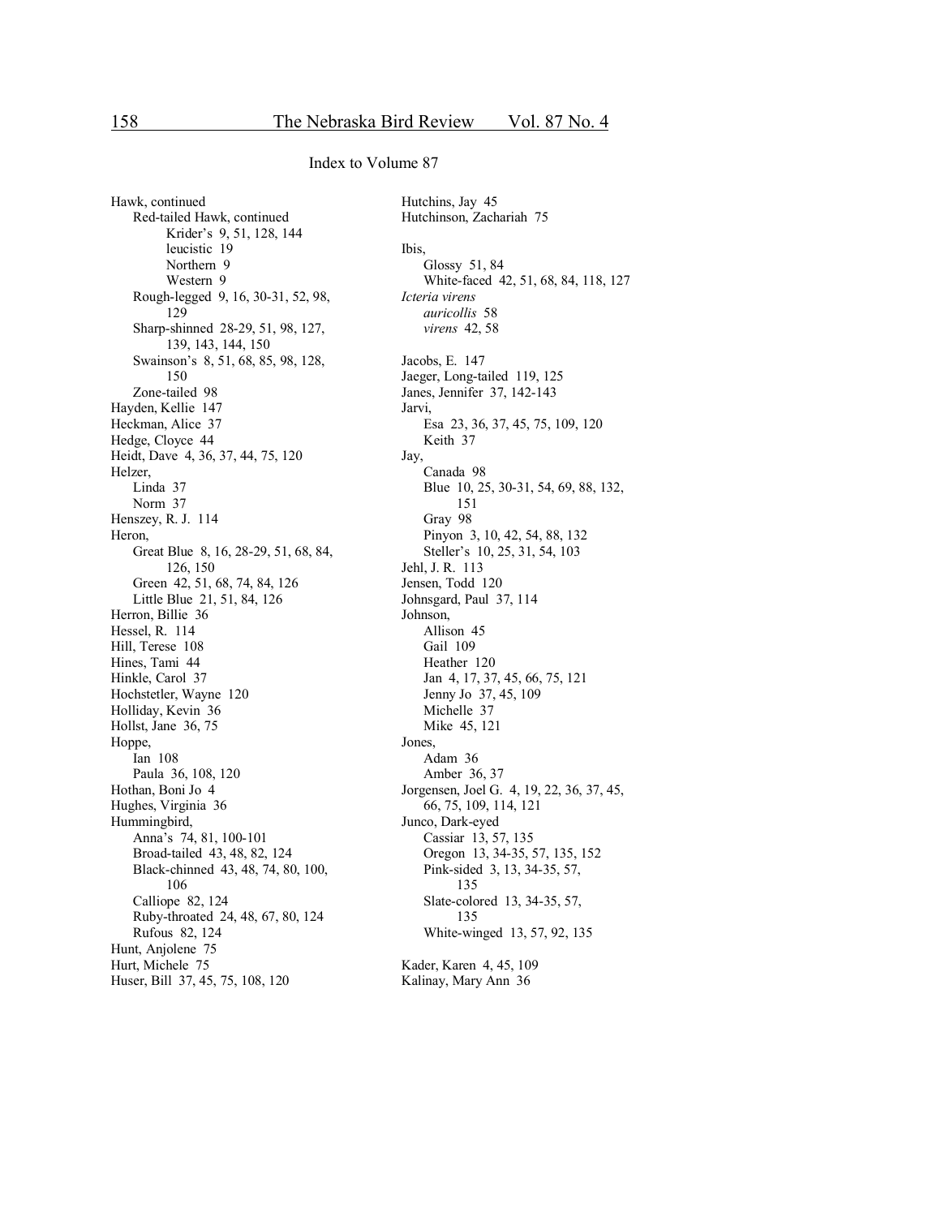## Index to Volume 87

Hawk, continued
- Red-tailed Hawk, continued
  - Krider's 9, 51, 128, 144
  - leucistic 19
  - Northern 9
  - Western 9
- Rough-legged 9, 16, 30-31, 52, 98, 129
- Sharp-shinned 28-29, 51, 98, 127, 139, 143, 144, 150
- Swainson's 8, 51, 68, 85, 98, 128, 150
- Zone-tailed 98

Hayden, Kellie 147
Heckman, Alice 37
Hedge, Cloyce 44
Heidt, Dave 4, 36, 37, 44, 75, 120
Helzer,
- Linda 37
- Norm 37

Henszey, R. J. 114
Heron,
- Great Blue 8, 16, 28-29, 51, 68, 84, 126, 150
- Green 42, 51, 68, 74, 84, 126
- Little Blue 21, 51, 84, 126

Herron, Billie 36
Hessel, R. 114
Hill, Terese 108
Hines, Tami 44
Hinkle, Carol 37
Hochstetler, Wayne 120
Holliday, Kevin 36
Hollst, Jane 36, 75
Hoppe,
- Ian 108
- Paula 36, 108, 120

Hothan, Boni Jo 4
Hughes, Virginia 36
Hummingbird,
- Anna's 74, 81, 100-101
- Broad-tailed 43, 48, 82, 124
- Black-chinned 43, 48, 74, 80, 100, 106
- Calliope 82, 124
- Ruby-throated 24, 48, 67, 80, 124
- Rufous 82, 124

Hunt, Anjolene 75
Hurt, Michele 75
Huser, Bill 37, 45, 75, 108, 120
Hutchins, Jay 45
Hutchinson, Zachariah 75

Ibis,
- Glossy 51, 84
- White-faced 42, 51, 68, 84, 118, 127

*Icteria virens*
- *auricollis* 58
- *virens* 42, 58

Jacobs, E. 147
Jaeger, Long-tailed 119, 125
Janes, Jennifer 37, 142-143
Jarvi,
- Esa 23, 36, 37, 45, 75, 109, 120
- Keith 37

Jay,
- Canada 98
- Blue 10, 25, 30-31, 54, 69, 88, 132, 151
- Gray 98
- Pinyon 3, 10, 42, 54, 88, 132
- Steller's 10, 25, 31, 54, 103

Jehl, J. R. 113
Jensen, Todd 120
Johnsgard, Paul 37, 114
Johnson,
- Allison 45
- Gail 109
- Heather 120
- Jan 4, 17, 37, 45, 66, 75, 121
- Jenny Jo 37, 45, 109
- Michelle 37
- Mike 45, 121

Jones,
- Adam 36
- Amber 36, 37

Jorgensen, Joel G. 4, 19, 22, 36, 37, 45, 66, 75, 109, 114, 121
Junco, Dark-eyed
- Cassiar 13, 57, 135
- Oregon 13, 34-35, 57, 135, 152
- Pink-sided 3, 13, 34-35, 57, 135
- Slate-colored 13, 34-35, 57, 135
- White-winged 13, 57, 92, 135

Kader, Karen 4, 45, 109
Kalinay, Mary Ann 36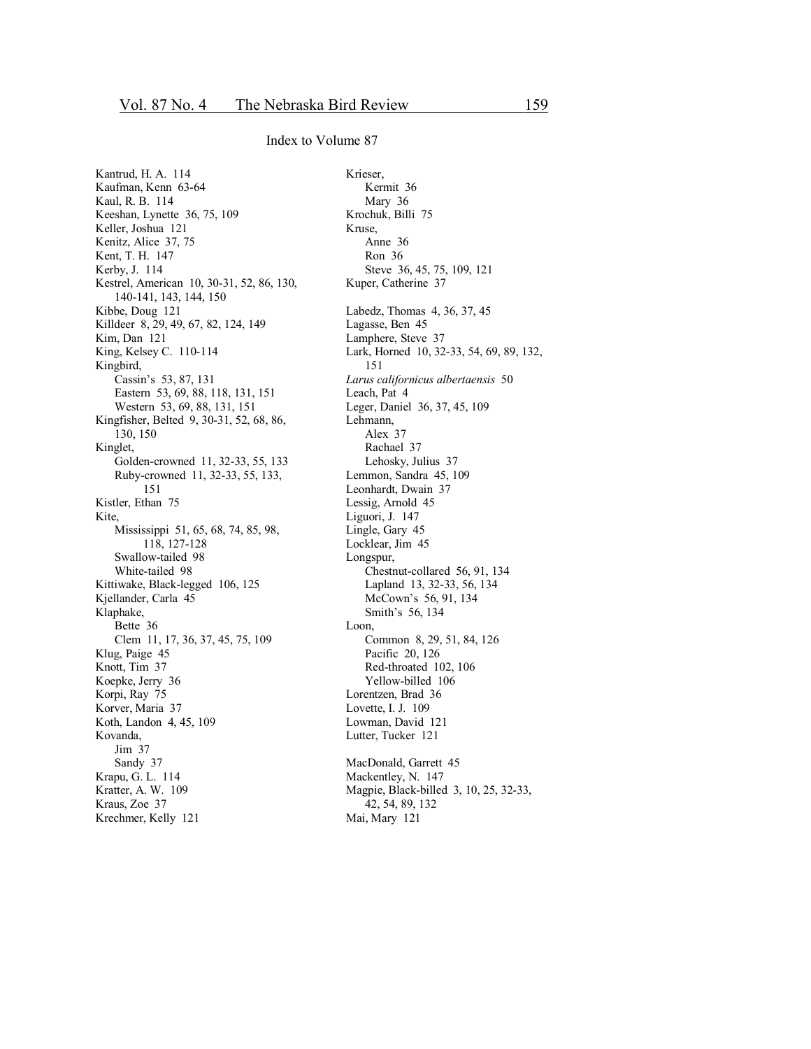Index to Volume 87

Kantrud, H. A. 114
Kaufman, Kenn 63-64
Kaul, R. B. 114
Keeshan, Lynette 36, 75, 109
Keller, Joshua 121
Kenitz, Alice 37, 75
Kent, T. H. 147
Kerby, J. 114
Kestrel, American 10, 30-31, 52, 86, 130, 140-141, 143, 144, 150
Kibbe, Doug 121
Killdeer 8, 29, 49, 67, 82, 124, 149
Kim, Dan 121
King, Kelsey C. 110-114
Kingbird,
- Cassin's 53, 87, 131
- Eastern 53, 69, 88, 118, 131, 151
- Western 53, 69, 88, 131, 151

Kingfisher, Belted 9, 30-31, 52, 68, 86, 130, 150
Kinglet,
- Golden-crowned 11, 32-33, 55, 133
- Ruby-crowned 11, 32-33, 55, 133, 151

Kistler, Ethan 75
Kite,
- Mississippi 51, 65, 68, 74, 85, 98, 118, 127-128
- Swallow-tailed 98
- White-tailed 98

Kittiwake, Black-legged 106, 125
Kjellander, Carla 45
Klaphake,
- Bette 36
- Clem 11, 17, 36, 37, 45, 75, 109

Klug, Paige 45
Knott, Tim 37
Koepke, Jerry 36
Korpi, Ray 75
Korver, Maria 37
Koth, Landon 4, 45, 109
Kovanda,
- Jim 37
- Sandy 37

Krapu, G. L. 114
Kratter, A. W. 109
Kraus, Zoe 37
Krechmer, Kelly 121
Krieser,
- Kermit 36
- Mary 36

Krochuk, Billi 75
Kruse,
- Anne 36
- Ron 36
- Steve 36, 45, 75, 109, 121

Kuper, Catherine 37

Labedz, Thomas 4, 36, 37, 45
Lagasse, Ben 45
Lamphere, Steve 37
Lark, Horned 10, 32-33, 54, 69, 89, 132, 151
*Larus californicus albertaensis* 50
Leach, Pat 4
Leger, Daniel 36, 37, 45, 109
Lehmann,
- Alex 37
- Rachael 37

Lehosky, Julius 37
Lemmon, Sandra 45, 109
Leonhardt, Dwain 37
Lessig, Arnold 45
Liguori, J. 147
Lingle, Gary 45
Locklear, Jim 45
Longspur,
- Chestnut-collared 56, 91, 134
- Lapland 13, 32-33, 56, 134
- McCown's 56, 91, 134
- Smith's 56, 134

Loon,
- Common 8, 29, 51, 84, 126
- Pacific 20, 126
- Red-throated 102, 106
- Yellow-billed 106

Lorentzen, Brad 36
Lovette, I. J. 109
Lowman, David 121
Lutter, Tucker 121

MacDonald, Garrett 45
Mackentley, N. 147
Magpie, Black-billed 3, 10, 25, 32-33, 42, 54, 89, 132
Mai, Mary 121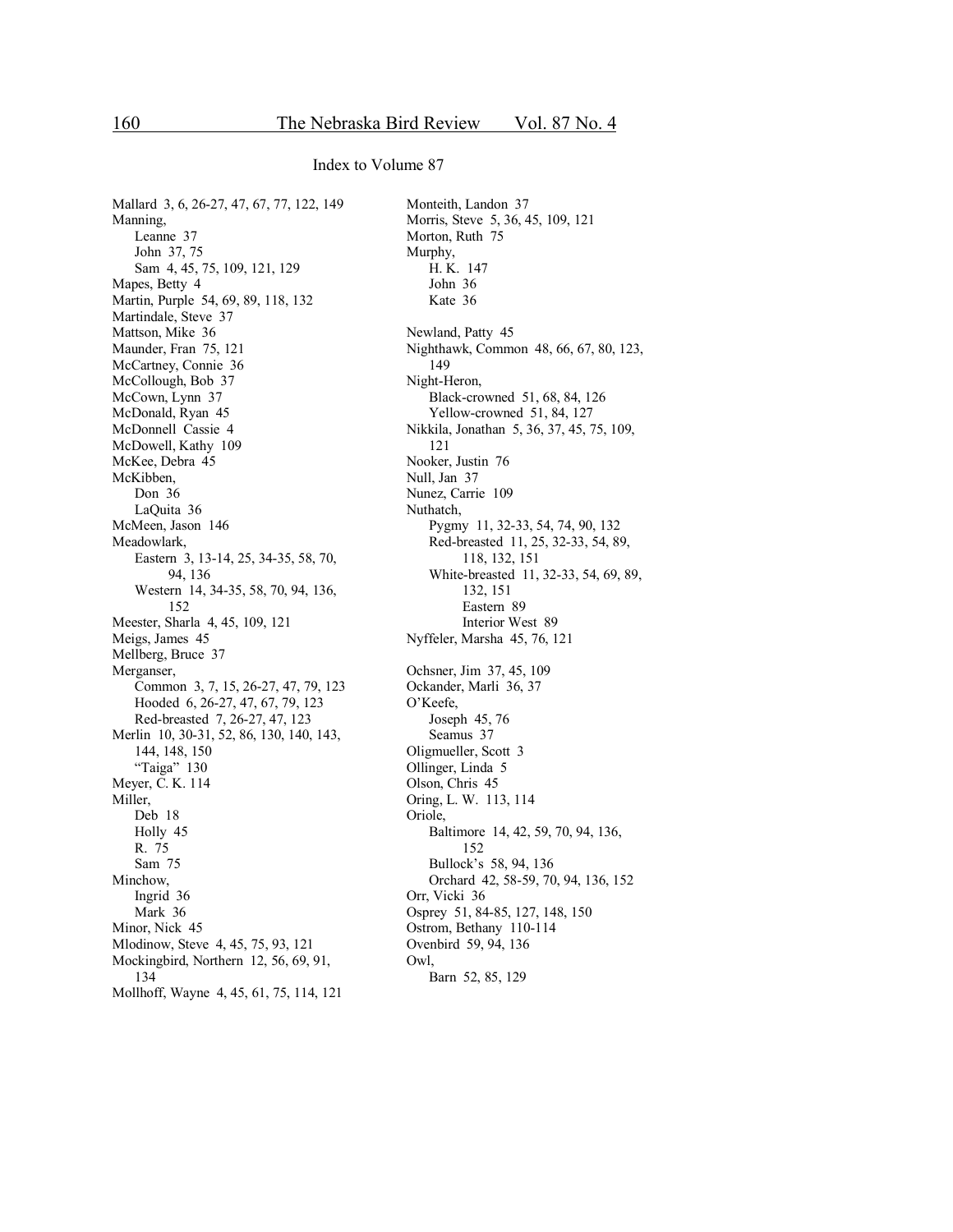## Index to Volume 87

Mallard 3, 6, 26-27, 47, 67, 77, 122, 149
Manning,
    Leanne 37
    John 37, 75
    Sam 4, 45, 75, 109, 121, 129
Mapes, Betty 4
Martin, Purple 54, 69, 89, 118, 132
Martindale, Steve 37
Mattson, Mike 36
Maunder, Fran 75, 121
McCartney, Connie 36
McCollough, Bob 37
McCown, Lynn 37
McDonald, Ryan 45
McDonnell Cassie 4
McDowell, Kathy 109
McKee, Debra 45
McKibben,
    Don 36
    LaQuita 36
McMeen, Jason 146
Meadowlark,
    Eastern 3, 13-14, 25, 34-35, 58, 70, 94, 136
    Western 14, 34-35, 58, 70, 94, 136, 152
Meester, Sharla 4, 45, 109, 121
Meigs, James 45
Mellberg, Bruce 37
Merganser,
    Common 3, 7, 15, 26-27, 47, 79, 123
    Hooded 6, 26-27, 47, 67, 79, 123
    Red-breasted 7, 26-27, 47, 123
Merlin 10, 30-31, 52, 86, 130, 140, 143, 144, 148, 150
    "Taiga" 130
Meyer, C. K. 114
Miller,
    Deb 18
    Holly 45
    R. 75
    Sam 75
Minchow,
    Ingrid 36
    Mark 36
Minor, Nick 45
Mlodinow, Steve 4, 45, 75, 93, 121
Mockingbird, Northern 12, 56, 69, 91, 134
Mollhoff, Wayne 4, 45, 61, 75, 114, 121
Monteith, Landon 37
Morris, Steve 5, 36, 45, 109, 121
Morton, Ruth 75
Murphy,
    H. K. 147
    John 36
    Kate 36

Newland, Patty 45
Nighthawk, Common 48, 66, 67, 80, 123, 149
Night-Heron,
    Black-crowned 51, 68, 84, 126
    Yellow-crowned 51, 84, 127
Nikkila, Jonathan 5, 36, 37, 45, 75, 109, 121
Nooker, Justin 76
Null, Jan 37
Nunez, Carrie 109
Nuthatch,
    Pygmy 11, 32-33, 54, 74, 90, 132
    Red-breasted 11, 25, 32-33, 54, 89, 118, 132, 151
    White-breasted 11, 32-33, 54, 69, 89, 132, 151
        Eastern 89
        Interior West 89
Nyffeler, Marsha 45, 76, 121

Ochsner, Jim 37, 45, 109
Ockander, Marli 36, 37
O'Keefe,
    Joseph 45, 76
    Seamus 37
Oligmueller, Scott 3
Ollinger, Linda 5
Olson, Chris 45
Oring, L. W. 113, 114
Oriole,
    Baltimore 14, 42, 59, 70, 94, 136, 152
    Bullock's 58, 94, 136
    Orchard 42, 58-59, 70, 94, 136, 152
Orr, Vicki 36
Osprey 51, 84-85, 127, 148, 150
Ostrom, Bethany 110-114
Ovenbird 59, 94, 136
Owl,
    Barn 52, 85, 129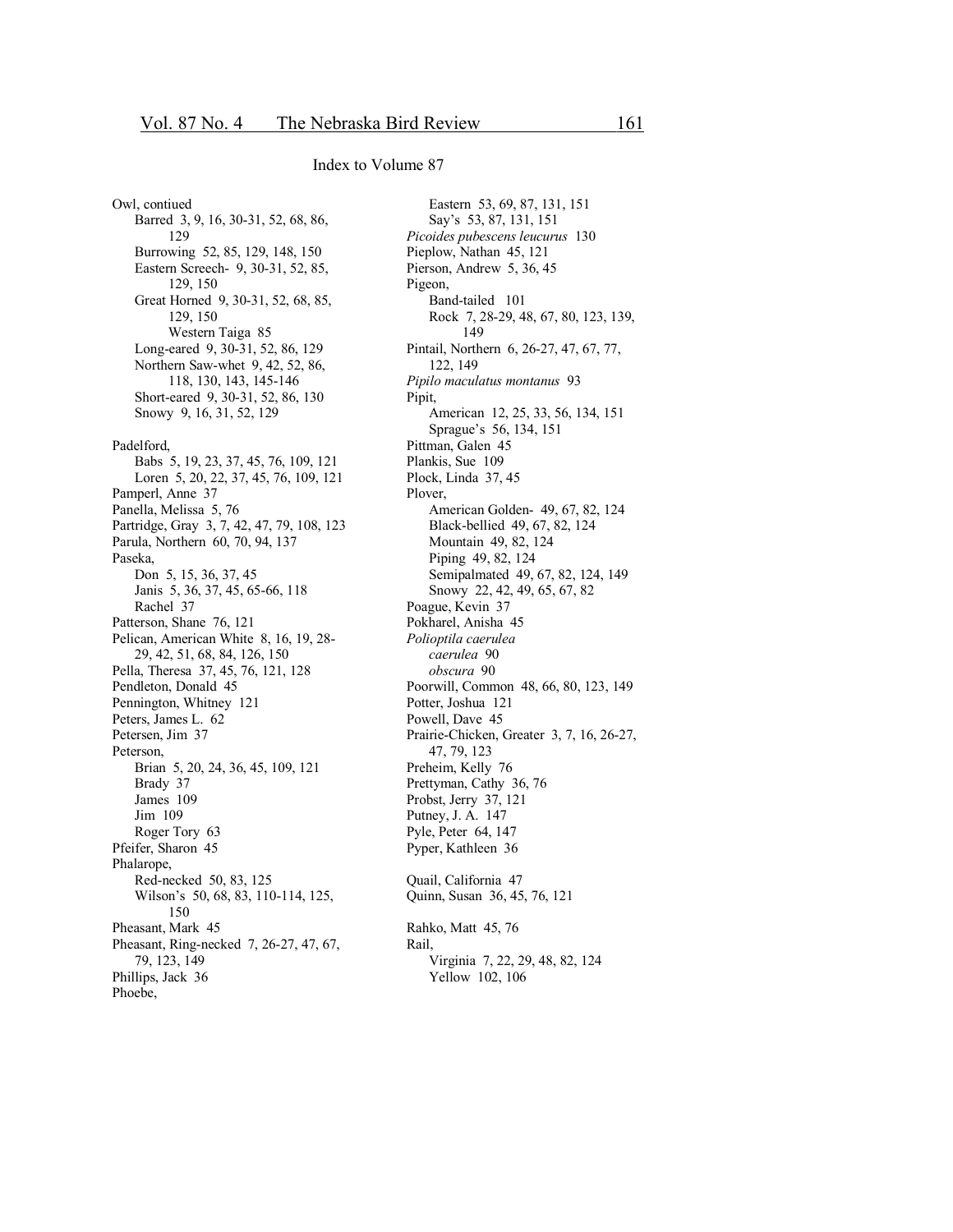Index to Volume 87

Owl, contiued
  Barred 3, 9, 16, 30-31, 52, 68, 86, 129
  Burrowing 52, 85, 129, 148, 150
  Eastern Screech- 9, 30-31, 52, 85, 129, 150
  Great Horned 9, 30-31, 52, 68, 85, 129, 150
    Western Taiga 85
  Long-eared 9, 30-31, 52, 86, 129
  Northern Saw-whet 9, 42, 52, 86, 118, 130, 143, 145-146
  Short-eared 9, 30-31, 52, 86, 130
  Snowy 9, 16, 31, 52, 129

Padelford,
  Babs 5, 19, 23, 37, 45, 76, 109, 121
  Loren 5, 20, 22, 37, 45, 76, 109, 121
Pamperl, Anne 37
Panella, Melissa 5, 76
Partridge, Gray 3, 7, 42, 47, 79, 108, 123
Parula, Northern 60, 70, 94, 137
Paseka,
  Don 5, 15, 36, 37, 45
  Janis 5, 36, 37, 45, 65-66, 118
  Rachel 37
Patterson, Shane 76, 121
Pelican, American White 8, 16, 19, 28-29, 42, 51, 68, 84, 126, 150
Pella, Theresa 37, 45, 76, 121, 128
Pendleton, Donald 45
Pennington, Whitney 121
Peters, James L. 62
Petersen, Jim 37
Peterson,
  Brian 5, 20, 24, 36, 45, 109, 121
  Brady 37
  James 109
  Jim 109
  Roger Tory 63
Pfeifer, Sharon 45
Phalarope,
  Red-necked 50, 83, 125
  Wilson's 50, 68, 83, 110-114, 125, 150
Pheasant, Mark 45
Pheasant, Ring-necked 7, 26-27, 47, 67, 79, 123, 149
Phillips, Jack 36
Phoebe,
  Eastern 53, 69, 87, 131, 151
  Say's 53, 87, 131, 151
*Picoides pubescens leucurus* 130
Pieplow, Nathan 45, 121
Pierson, Andrew 5, 36, 45
Pigeon,
  Band-tailed 101
  Rock 7, 28-29, 48, 67, 80, 123, 139, 149
Pintail, Northern 6, 26-27, 47, 67, 77, 122, 149
*Pipilo maculatus montanus* 93
Pipit,
  American 12, 25, 33, 56, 134, 151
  Sprague's 56, 134, 151
Pittman, Galen 45
Plankis, Sue 109
Plock, Linda 37, 45
Plover,
  American Golden- 49, 67, 82, 124
  Black-bellied 49, 67, 82, 124
  Mountain 49, 82, 124
  Piping 49, 82, 124
  Semipalmated 49, 67, 82, 124, 149
  Snowy 22, 42, 49, 65, 67, 82
Poague, Kevin 37
Pokharel, Anisha 45
*Polioptila caerulea*
  *caerulea* 90
  *obscura* 90
Poorwill, Common 48, 66, 80, 123, 149
Potter, Joshua 121
Powell, Dave 45
Prairie-Chicken, Greater 3, 7, 16, 26-27, 47, 79, 123
Preheim, Kelly 76
Prettyman, Cathy 36, 76
Probst, Jerry 37, 121
Putney, J. A. 147
Pyle, Peter 64, 147
Pyper, Kathleen 36

Quail, California 47
Quinn, Susan 36, 45, 76, 121

Rahko, Matt 45, 76
Rail,
  Virginia 7, 22, 29, 48, 82, 124
  Yellow 102, 106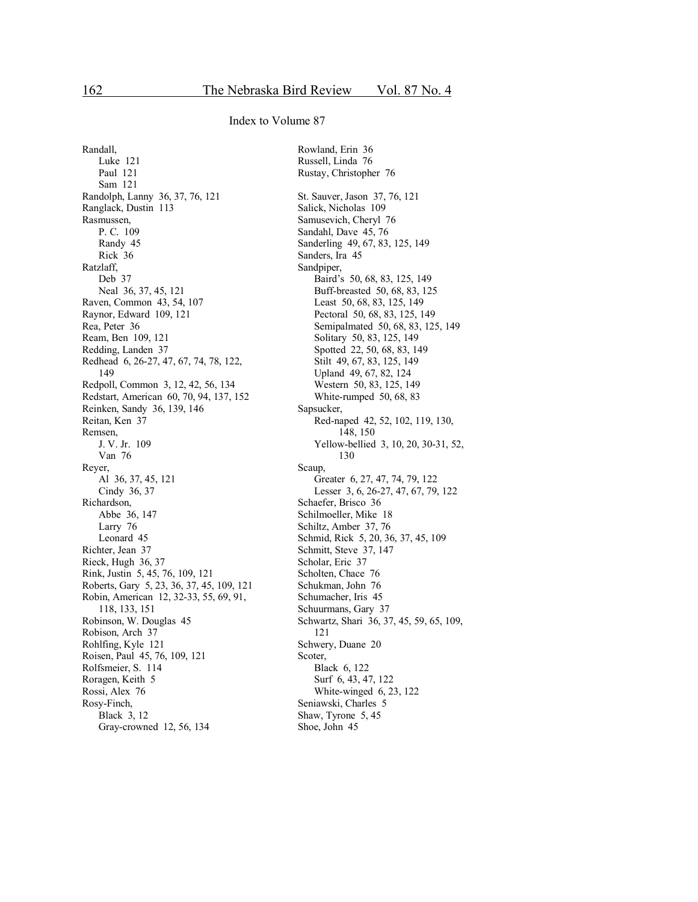## Index to Volume 87

Randall,
- Luke 121
- Paul 121
- Sam 121

Randolph, Lanny 36, 37, 76, 121
Ranglack, Dustin 113
Rasmussen,
- P. C. 109
- Randy 45
- Rick 36

Ratzlaff,
- Deb 37
- Neal 36, 37, 45, 121

Raven, Common 43, 54, 107
Raynor, Edward 109, 121
Rea, Peter 36
Ream, Ben 109, 121
Redding, Landen 37
Redhead 6, 26-27, 47, 67, 74, 78, 122, 149
Redpoll, Common 3, 12, 42, 56, 134
Redstart, American 60, 70, 94, 137, 152
Reinken, Sandy 36, 139, 146
Reitan, Ken 37
Remsen,
- J. V. Jr. 109
- Van 76

Reyer,
- Al 36, 37, 45, 121
- Cindy 36, 37

Richardson,
- Abbe 36, 147
- Larry 76
- Leonard 45

Richter, Jean 37
Rieck, Hugh 36, 37
Rink, Justin 5, 45, 76, 109, 121
Roberts, Gary 5, 23, 36, 37, 45, 109, 121
Robin, American 12, 32-33, 55, 69, 91, 118, 133, 151
Robinson, W. Douglas 45
Robison, Arch 37
Rohlfing, Kyle 121
Roisen, Paul 45, 76, 109, 121
Rolfsmeier, S. 114
Roragen, Keith 5
Rossi, Alex 76
Rosy-Finch,
- Black 3, 12
- Gray-crowned 12, 56, 134

Rowland, Erin 36
Russell, Linda 76
Rustay, Christopher 76

St. Sauver, Jason 37, 76, 121
Salick, Nicholas 109
Samusevich, Cheryl 76
Sandahl, Dave 45, 76
Sanderling 49, 67, 83, 125, 149
Sanders, Ira 45
Sandpiper,
- Baird's 50, 68, 83, 125, 149
- Buff-breasted 50, 68, 83, 125
- Least 50, 68, 83, 125, 149
- Pectoral 50, 68, 83, 125, 149
- Semipalmated 50, 68, 83, 125, 149
- Solitary 50, 83, 125, 149
- Spotted 22, 50, 68, 83, 149
- Stilt 49, 67, 83, 125, 149
- Upland 49, 67, 82, 124
- Western 50, 83, 125, 149
- White-rumped 50, 68, 83

Sapsucker,
- Red-naped 42, 52, 102, 119, 130, 148, 150
- Yellow-bellied 3, 10, 20, 30-31, 52, 130

Scaup,
- Greater 6, 27, 47, 74, 79, 122
- Lesser 3, 6, 26-27, 47, 67, 79, 122

Schaefer, Brisco 36
Schilmoeller, Mike 18
Schiltz, Amber 37, 76
Schmid, Rick 5, 20, 36, 37, 45, 109
Schmitt, Steve 37, 147
Scholar, Eric 37
Scholten, Chace 76
Schukman, John 76
Schumacher, Iris 45
Schuurmans, Gary 37
Schwartz, Shari 36, 37, 45, 59, 65, 109, 121
Schwery, Duane 20
Scoter,
- Black 6, 122
- Surf 6, 43, 47, 122
- White-winged 6, 23, 122

Seniawski, Charles 5
Shaw, Tyrone 5, 45
Shoe, John 45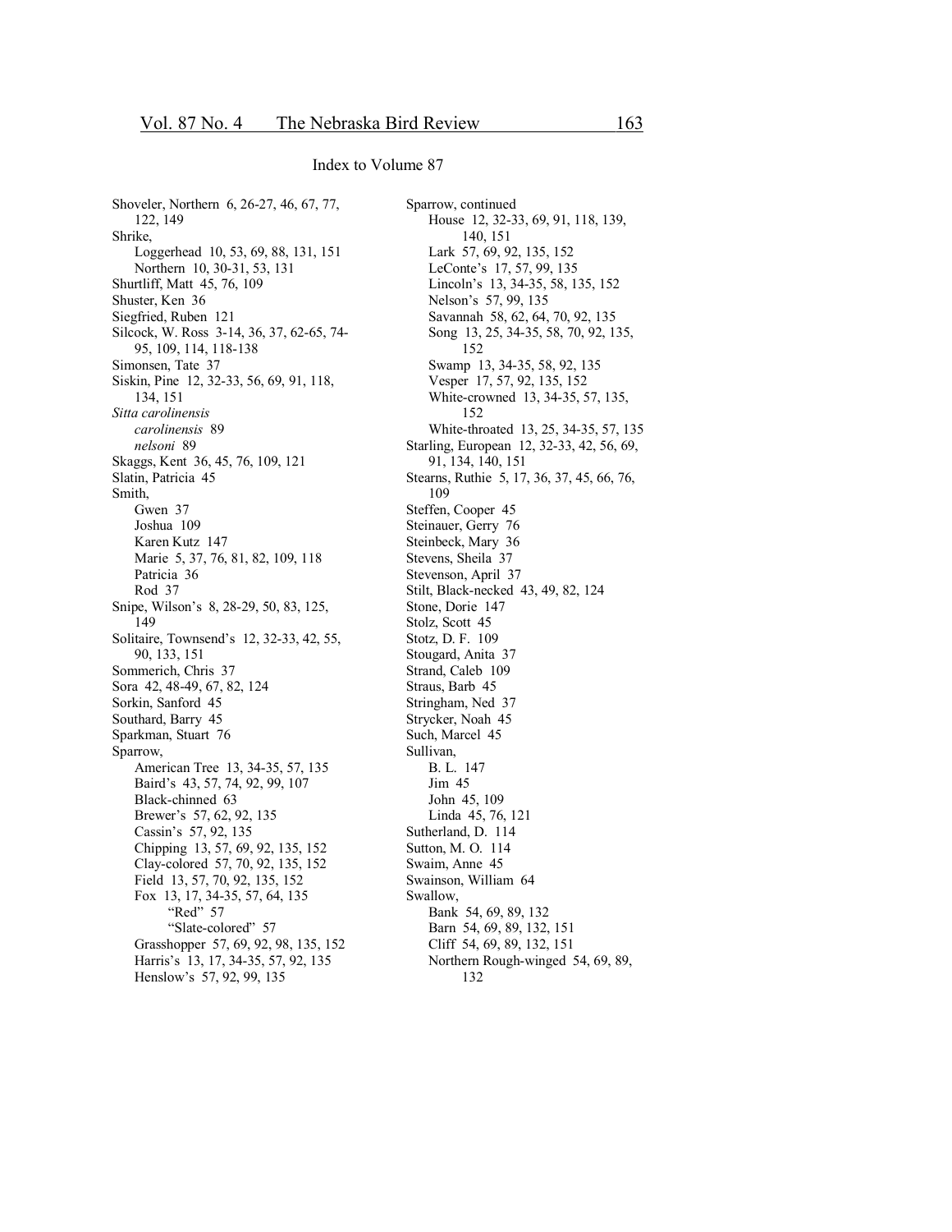Index to Volume 87

Shoveler, Northern 6, 26-27, 46, 67, 77, 122, 149
Shrike,
- Loggerhead 10, 53, 69, 88, 131, 151
- Northern 10, 30-31, 53, 131

Shurtliff, Matt 45, 76, 109
Shuster, Ken 36
Siegfried, Ruben 121
Silcock, W. Ross 3-14, 36, 37, 62-65, 74-95, 109, 114, 118-138
Simonsen, Tate 37
Siskin, Pine 12, 32-33, 56, 69, 91, 118, 134, 151
*Sitta carolinensis*
- *carolinensis* 89
- *nelsoni* 89

Skaggs, Kent 36, 45, 76, 109, 121
Slatin, Patricia 45
Smith,
- Gwen 37
- Joshua 109
- Karen Kutz 147
- Marie 5, 37, 76, 81, 82, 109, 118
- Patricia 36
- Rod 37

Snipe, Wilson's 8, 28-29, 50, 83, 125, 149
Solitaire, Townsend's 12, 32-33, 42, 55, 90, 133, 151
Sommerich, Chris 37
Sora 42, 48-49, 67, 82, 124
Sorkin, Sanford 45
Southard, Barry 45
Sparkman, Stuart 76
Sparrow,
- American Tree 13, 34-35, 57, 135
- Baird's 43, 57, 74, 92, 99, 107
- Black-chinned 63
- Brewer's 57, 62, 92, 135
- Cassin's 57, 92, 135
- Chipping 13, 57, 69, 92, 135, 152
- Clay-colored 57, 70, 92, 135, 152
- Field 13, 57, 70, 92, 135, 152
- Fox 13, 17, 34-35, 57, 64, 135
  - "Red" 57
  - "Slate-colored" 57
- Grasshopper 57, 69, 92, 98, 135, 152
- Harris's 13, 17, 34-35, 57, 92, 135
- Henslow's 57, 92, 99, 135

Sparrow, continued
- House 12, 32-33, 69, 91, 118, 139, 140, 151
- Lark 57, 69, 92, 135, 152
- LeConte's 17, 57, 99, 135
- Lincoln's 13, 34-35, 58, 135, 152
- Nelson's 57, 99, 135
- Savannah 58, 62, 64, 70, 92, 135
- Song 13, 25, 34-35, 58, 70, 92, 135, 152
- Swamp 13, 34-35, 58, 92, 135
- Vesper 17, 57, 92, 135, 152
- White-crowned 13, 34-35, 57, 135, 152
- White-throated 13, 25, 34-35, 57, 135

Starling, European 12, 32-33, 42, 56, 69, 91, 134, 140, 151
Stearns, Ruthie 5, 17, 36, 37, 45, 66, 76, 109
Steffen, Cooper 45
Steinauer, Gerry 76
Steinbeck, Mary 36
Stevens, Sheila 37
Stevenson, April 37
Stilt, Black-necked 43, 49, 82, 124
Stone, Dorie 147
Stolz, Scott 45
Stotz, D. F. 109
Stougard, Anita 37
Strand, Caleb 109
Straus, Barb 45
Stringham, Ned 37
Strycker, Noah 45
Such, Marcel 45
Sullivan,
- B. L. 147
- Jim 45
- John 45, 109
- Linda 45, 76, 121

Sutherland, D. 114
Sutton, M. O. 114
Swaim, Anne 45
Swainson, William 64
Swallow,
- Bank 54, 69, 89, 132
- Barn 54, 69, 89, 132, 151
- Cliff 54, 69, 89, 132, 151
- Northern Rough-winged 54, 69, 89, 132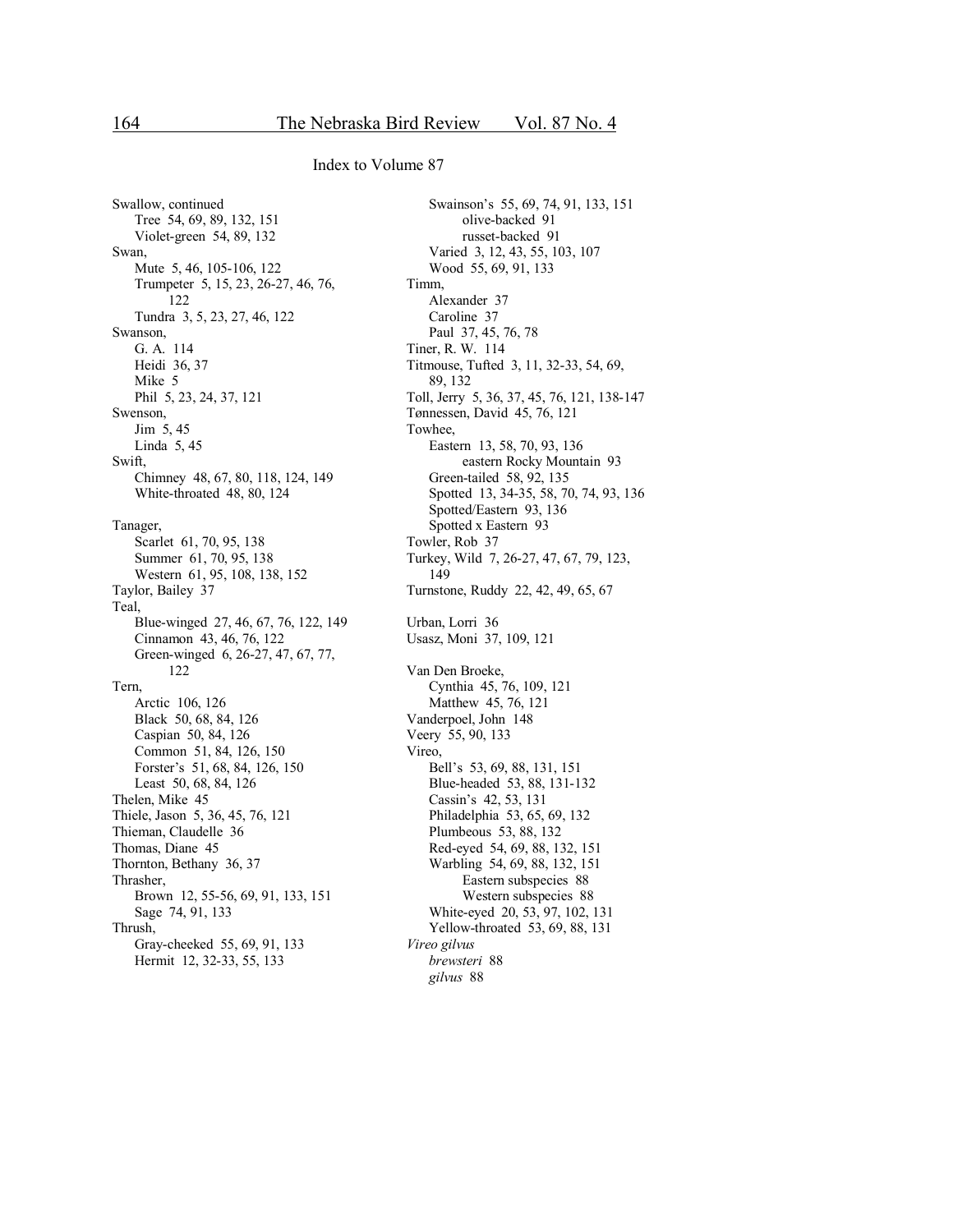## Index to Volume 87

Swallow, continued
- Tree 54, 69, 89, 132, 151
- Violet-green 54, 89, 132

Swan,
- Mute 5, 46, 105-106, 122
- Trumpeter 5, 15, 23, 26-27, 46, 76, 122
- Tundra 3, 5, 23, 27, 46, 122

Swanson,
- G. A. 114
- Heidi 36, 37
- Mike 5
- Phil 5, 23, 24, 37, 121

Swenson,
- Jim 5, 45
- Linda 5, 45

Swift,
- Chimney 48, 67, 80, 118, 124, 149
- White-throated 48, 80, 124

Tanager,
- Scarlet 61, 70, 95, 138
- Summer 61, 70, 95, 138
- Western 61, 95, 108, 138, 152

Taylor, Bailey 37

Teal,
- Blue-winged 27, 46, 67, 76, 122, 149
- Cinnamon 43, 46, 76, 122
- Green-winged 6, 26-27, 47, 67, 77, 122

Tern,
- Arctic 106, 126
- Black 50, 68, 84, 126
- Caspian 50, 84, 126
- Common 51, 84, 126, 150
- Forster's 51, 68, 84, 126, 150
- Least 50, 68, 84, 126

Thelen, Mike 45

Thiele, Jason 5, 36, 45, 76, 121

Thieman, Claudelle 36

Thomas, Diane 45

Thornton, Bethany 36, 37

Thrasher,
- Brown 12, 55-56, 69, 91, 133, 151
- Sage 74, 91, 133

Thrush,
- Gray-cheeked 55, 69, 91, 133
- Hermit 12, 32-33, 55, 133
- Swainson's 55, 69, 74, 91, 133, 151
  - olive-backed 91
  - russet-backed 91
- Varied 3, 12, 43, 55, 103, 107
- Wood 55, 69, 91, 133

Timm,
- Alexander 37
- Caroline 37
- Paul 37, 45, 76, 78

Tiner, R. W. 114

Titmouse, Tufted 3, 11, 32-33, 54, 69, 89, 132

Toll, Jerry 5, 36, 37, 45, 76, 121, 138-147

Tønnessen, David 45, 76, 121

Towhee,
- Eastern 13, 58, 70, 93, 136
  - eastern Rocky Mountain 93
- Green-tailed 58, 92, 135
- Spotted 13, 34-35, 58, 70, 74, 93, 136
- Spotted/Eastern 93, 136
- Spotted x Eastern 93

Towler, Rob 37

Turkey, Wild 7, 26-27, 47, 67, 79, 123, 149

Turnstone, Ruddy 22, 42, 49, 65, 67

Urban, Lorri 36

Usasz, Moni 37, 109, 121

Van Den Broeke,
- Cynthia 45, 76, 109, 121
- Matthew 45, 76, 121

Vanderpoel, John 148

Veery 55, 90, 133

Vireo,
- Bell's 53, 69, 88, 131, 151
- Blue-headed 53, 88, 131-132
- Cassin's 42, 53, 131
- Philadelphia 53, 65, 69, 132
- Plumbeous 53, 88, 132
- Red-eyed 54, 69, 88, 132, 151
- Warbling 54, 69, 88, 132, 151
  - Eastern subspecies 88
  - Western subspecies 88
- White-eyed 20, 53, 97, 102, 131
- Yellow-throated 53, 69, 88, 131

*Vireo gilvus*
- *brewsteri* 88
- *gilvus* 88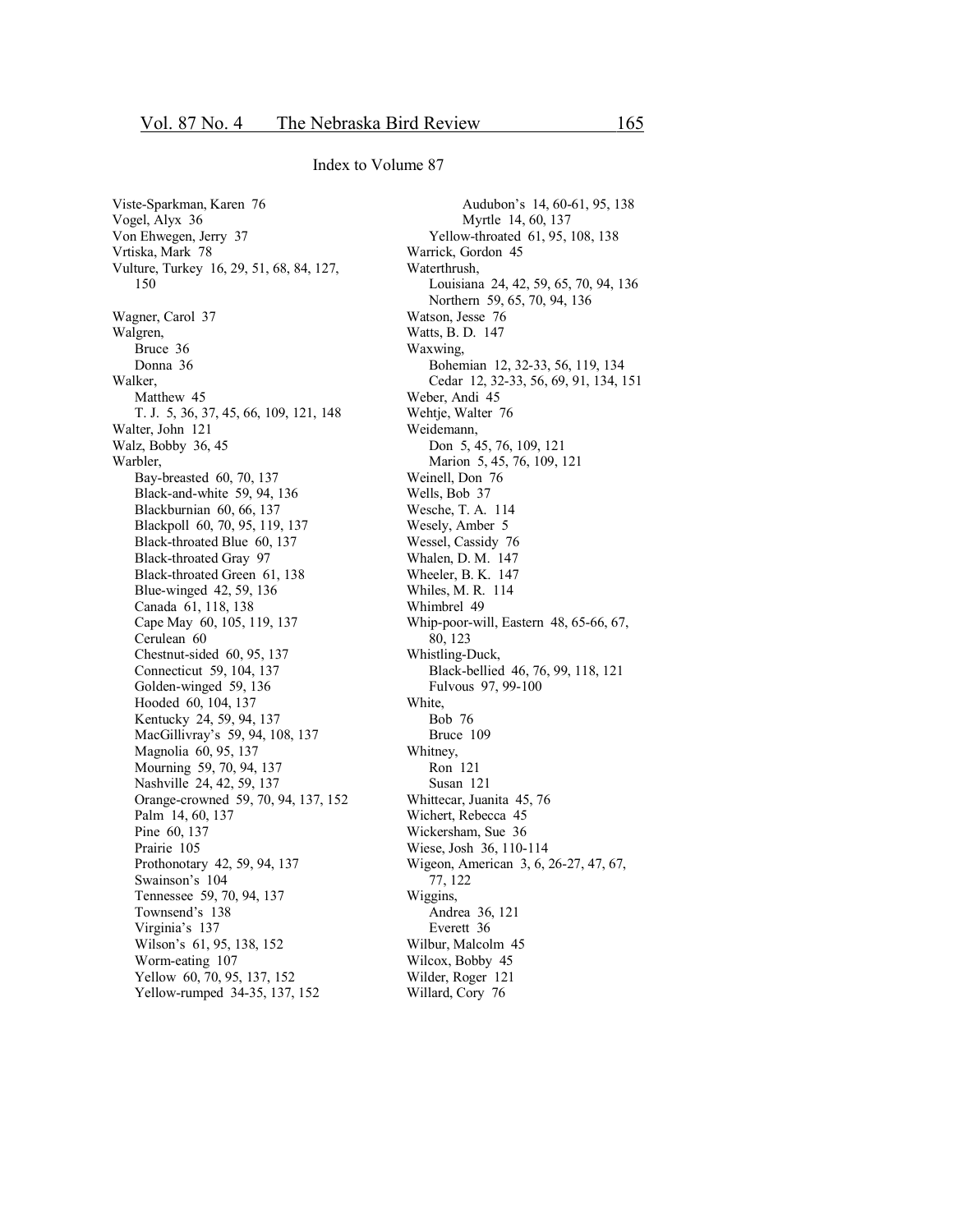Index to Volume 87

Viste-Sparkman, Karen 76
Vogel, Alyx 36
Von Ehwegen, Jerry 37
Vrtiska, Mark 78
Vulture, Turkey 16, 29, 51, 68, 84, 127, 150

Wagner, Carol 37
Walgren,
- Bruce 36
- Donna 36

Walker,
- Matthew 45
- T. J. 5, 36, 37, 45, 66, 109, 121, 148

Walter, John 121
Walz, Bobby 36, 45
Warbler,
- Bay-breasted 60, 70, 137
- Black-and-white 59, 94, 136
- Blackburnian 60, 66, 137
- Blackpoll 60, 70, 95, 119, 137
- Black-throated Blue 60, 137
- Black-throated Gray 97
- Black-throated Green 61, 138
- Blue-winged 42, 59, 136
- Canada 61, 118, 138
- Cape May 60, 105, 119, 137
- Cerulean 60
- Chestnut-sided 60, 95, 137
- Connecticut 59, 104, 137
- Golden-winged 59, 136
- Hooded 60, 104, 137
- Kentucky 24, 59, 94, 137
- MacGillivray's 59, 94, 108, 137
- Magnolia 60, 95, 137
- Mourning 59, 70, 94, 137
- Nashville 24, 42, 59, 137
- Orange-crowned 59, 70, 94, 137, 152
- Palm 14, 60, 137
- Pine 60, 137
- Prairie 105
- Prothonotary 42, 59, 94, 137
- Swainson's 104
- Tennessee 59, 70, 94, 137
- Townsend's 138
- Virginia's 137
- Wilson's 61, 95, 138, 152
- Worm-eating 107
- Yellow 60, 70, 95, 137, 152
- Yellow-rumped 34-35, 137, 152
    - Audubon's 14, 60-61, 95, 138
    - Myrtle 14, 60, 137
- Yellow-throated 61, 95, 108, 138

Warrick, Gordon 45
Waterthrush,
- Louisiana 24, 42, 59, 65, 70, 94, 136
- Northern 59, 65, 70, 94, 136

Watson, Jesse 76
Watts, B. D. 147
Waxwing,
- Bohemian 12, 32-33, 56, 119, 134
- Cedar 12, 32-33, 56, 69, 91, 134, 151

Weber, Andi 45
Wehtje, Walter 76
Weidemann,
- Don 5, 45, 76, 109, 121
- Marion 5, 45, 76, 109, 121

Weinell, Don 76
Wells, Bob 37
Wesche, T. A. 114
Wesely, Amber 5
Wessel, Cassidy 76
Whalen, D. M. 147
Wheeler, B. K. 147
Whiles, M. R. 114
Whimbrel 49
Whip-poor-will, Eastern 48, 65-66, 67, 80, 123
Whistling-Duck,
- Black-bellied 46, 76, 99, 118, 121
- Fulvous 97, 99-100

White,
- Bob 76
- Bruce 109

Whitney,
- Ron 121
- Susan 121

Whittecar, Juanita 45, 76
Wichert, Rebecca 45
Wickersham, Sue 36
Wiese, Josh 36, 110-114
Wigeon, American 3, 6, 26-27, 47, 67, 77, 122
Wiggins,
- Andrea 36, 121
- Everett 36

Wilbur, Malcolm 45
Wilcox, Bobby 45
Wilder, Roger 121
Willard, Cory 76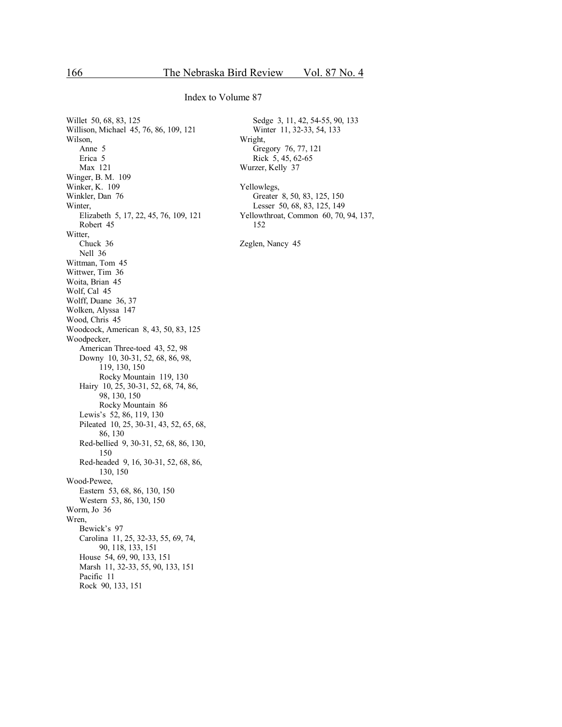Index to Volume 87

Willet 50, 68, 83, 125
Willison, Michael 45, 76, 86, 109, 121
Wilson,
    Anne 5
    Erica 5
    Max 121
Winger, B. M. 109
Winker, K. 109
Winkler, Dan 76
Winter,
    Elizabeth 5, 17, 22, 45, 76, 109, 121
    Robert 45
Witter,
    Chuck 36
    Nell 36
Wittman, Tom 45
Wittwer, Tim 36
Woita, Brian 45
Wolf, Cal 45
Wolff, Duane 36, 37
Wolken, Alyssa 147
Wood, Chris 45
Woodcock, American 8, 43, 50, 83, 125
Woodpecker,
    American Three-toed 43, 52, 98
    Downy 10, 30-31, 52, 68, 86, 98, 119, 130, 150
        Rocky Mountain 119, 130
    Hairy 10, 25, 30-31, 52, 68, 74, 86, 98, 130, 150
        Rocky Mountain 86
    Lewis's 52, 86, 119, 130
    Pileated 10, 25, 30-31, 43, 52, 65, 68, 86, 130
    Red-bellied 9, 30-31, 52, 68, 86, 130, 150
    Red-headed 9, 16, 30-31, 52, 68, 86, 130, 150
Wood-Pewee,
    Eastern 53, 68, 86, 130, 150
    Western 53, 86, 130, 150
Worm, Jo 36
Wren,
    Bewick's 97
    Carolina 11, 25, 32-33, 55, 69, 74, 90, 118, 133, 151
    House 54, 69, 90, 133, 151
    Marsh 11, 32-33, 55, 90, 133, 151
    Pacific 11
    Rock 90, 133, 151
    Sedge 3, 11, 42, 54-55, 90, 133
    Winter 11, 32-33, 54, 133
Wright,
    Gregory 76, 77, 121
    Rick 5, 45, 62-65
Wurzer, Kelly 37

Yellowlegs,
    Greater 8, 50, 83, 125, 150
    Lesser 50, 68, 83, 125, 149
Yellowthroat, Common 60, 70, 94, 137, 152

Zeglen, Nancy 45